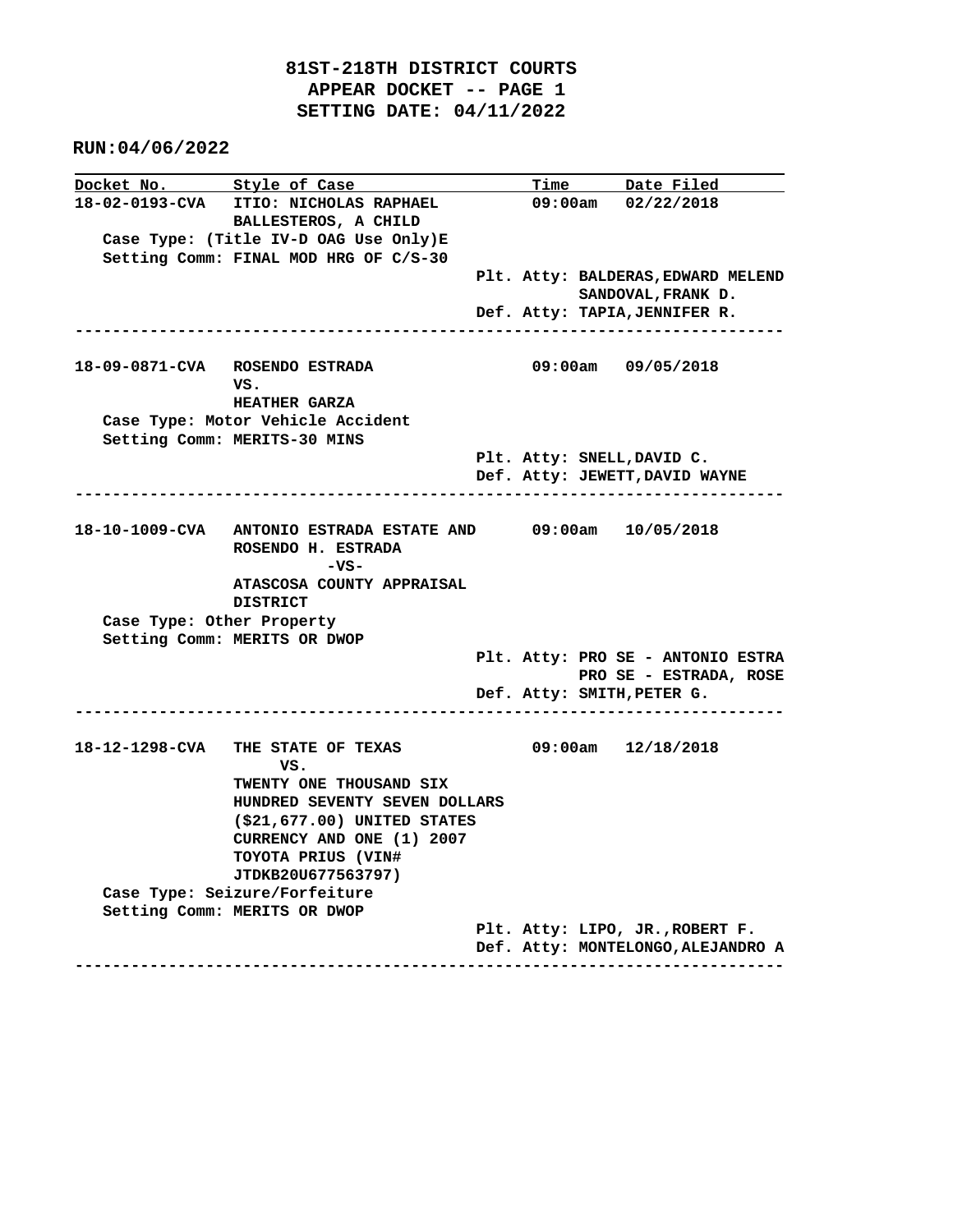# 81ST-218TH DISTRICT COURTS
## APPEAR DOCKET -- PAGE 1
## SETTING DATE: 04/11/2022

**RUN:04/06/2022**

| Docket No. | Style of Case | Time | Date Filed |
|---|---|---|---|
| 18-02-0193-CVA | ITIO: NICHOLAS RAPHAEL BALLESTEROS, A CHILD | 09:00am | 02/22/2018 |

Case Type: (Title IV-D OAG Use Only)E
Setting Comm: FINAL MOD HRG OF C/S-30

Plt. Atty: BALDERAS,EDWARD MELEND
SANDOVAL,FRANK D.
Def. Atty: TAPIA,JENNIFER R.

---

| Docket No. | Style of Case | Time | Date Filed |
|---|---|---|---|
| 18-09-0871-CVA | ROSENDO ESTRADA VS. HEATHER GARZA | 09:00am | 09/05/2018 |

Case Type: Motor Vehicle Accident
Setting Comm: MERITS-30 MINS

Plt. Atty: SNELL,DAVID C.
Def. Atty: JEWETT,DAVID WAYNE

---

| Docket No. | Style of Case | Time | Date Filed |
|---|---|---|---|
| 18-10-1009-CVA | ANTONIO ESTRADA ESTATE AND ROSENDO H. ESTRADA -VS- ATASCOSA COUNTY APPRAISAL DISTRICT | 09:00am | 10/05/2018 |

Case Type: Other Property
Setting Comm: MERITS OR DWOP

Plt. Atty: PRO SE - ANTONIO ESTRA
PRO SE - ESTRADA, ROSE
Def. Atty: SMITH,PETER G.

---

| Docket No. | Style of Case | Time | Date Filed |
|---|---|---|---|
| 18-12-1298-CVA | THE STATE OF TEXAS VS. TWENTY ONE THOUSAND SIX HUNDRED SEVENTY SEVEN DOLLARS ($21,677.00) UNITED STATES CURRENCY AND ONE (1) 2007 TOYOTA PRIUS (VIN# JTDKB20U677563797) | 09:00am | 12/18/2018 |

Case Type: Seizure/Forfeiture
Setting Comm: MERITS OR DWOP

Plt. Atty: LIPO, JR.,ROBERT F.
Def. Atty: MONTELONGO,ALEJANDRO A

---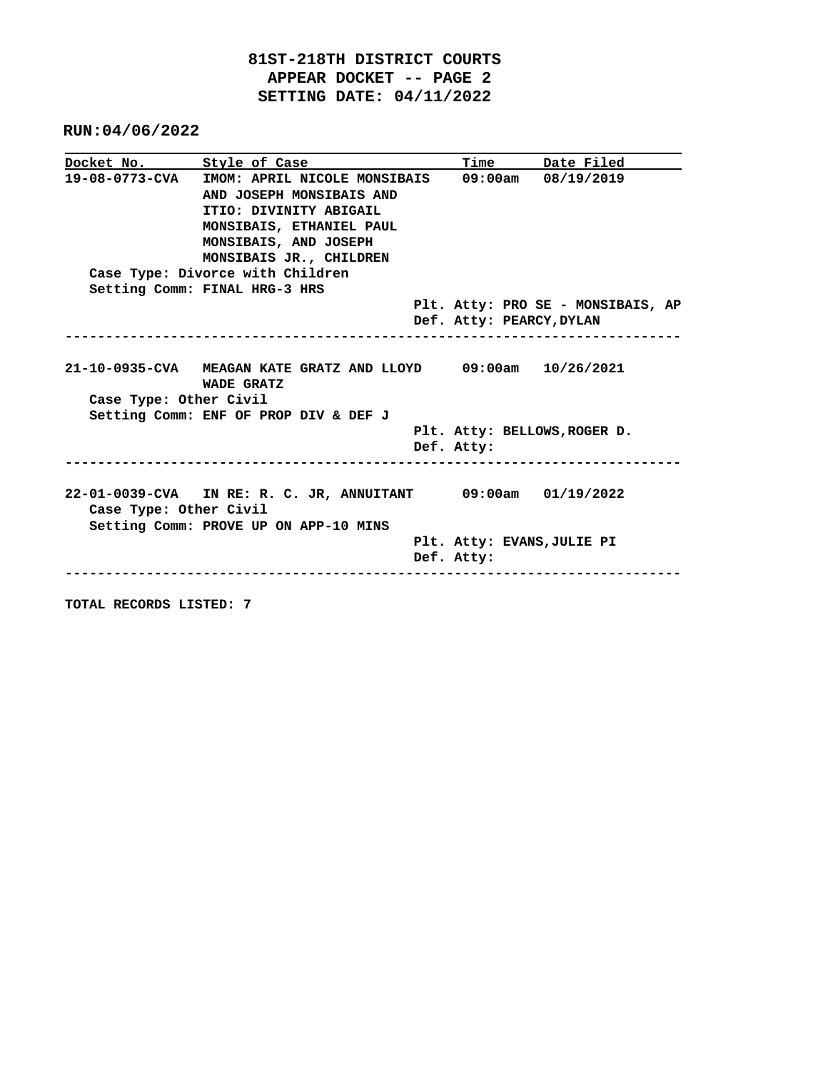**81ST-218TH DISTRICT COURTS**
**APPEAR DOCKET -- PAGE 2**
**SETTING DATE: 04/11/2022**

**RUN:04/06/2022**

| Docket No. | Style of Case | Time | Date Filed |
|---|---|---|---|
| 19-08-0773-CVA | IMOM: APRIL NICOLE MONSIBAIS AND JOSEPH MONSIBAIS AND ITIO: DIVINITY ABIGAIL MONSIBAIS, ETHANIEL PAUL MONSIBAIS, AND JOSEPH MONSIBAIS JR., CHILDREN | 09:00am | 08/19/2019 |

Case Type: Divorce with Children
Setting Comm: FINAL HRG-3 HRS
Plt. Atty: PRO SE - MONSIBAIS, AP
Def. Atty: PEARCY, DYLAN

---

| Docket No. | Style of Case | Time | Date Filed |
|---|---|---|---|
| 21-10-0935-CVA | MEAGAN KATE GRATZ AND LLOYD WADE GRATZ | 09:00am | 10/26/2021 |

Case Type: Other Civil
Setting Comm: ENF OF PROP DIV & DEF J
Plt. Atty: BELLOWS, ROGER D.
Def. Atty:

---

| Docket No. | Style of Case | Time | Date Filed |
|---|---|---|---|
| 22-01-0039-CVA | IN RE: R. C. JR, ANNUITANT | 09:00am | 01/19/2022 |

Case Type: Other Civil
Setting Comm: PROVE UP ON APP-10 MINS
Plt. Atty: EVANS, JULIE PI
Def. Atty:

---

**TOTAL RECORDS LISTED: 7**